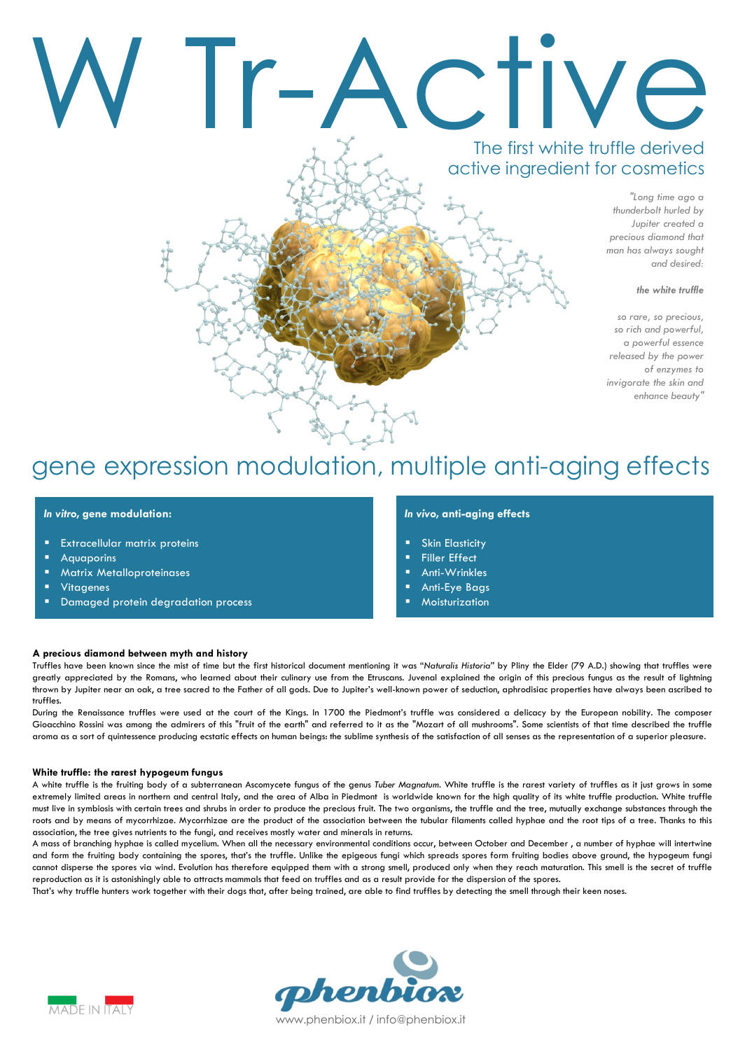# W Tr-Active

## The first white truffle derived active ingredient for cosmetics

*"Long time ago a thunderbolt hurled by Jupiter created a precious diamond that man has always sought and desired:*

***the white truffle***

*so rare, so precious, so rich and powerful, a powerful essence released by the power of enzymes to invigorate the skin and enhance beauty"*

## gene expression modulation, multiple anti-aging effects

***In vitro*, gene modulation:**

- Extracellular matrix proteins
- Aquaporins
- Matrix Metalloproteinases
- Vitagenes
- Damaged protein degradation process

***In vivo*, anti-aging effects**

- Skin Elasticity
- Filler Effect
- Anti-Wrinkles
- Anti-Eye Bags
- Moisturization

### A precious diamond between myth and history

Truffles have been known since the mist of time but the first historical document mentioning it was "*Naturalis Historia*" by Pliny the Elder (79 A.D.) showing that truffles were greatly appreciated by the Romans, who learned about their culinary use from the Etruscans. Juvenal explained the origin of this precious fungus as the result of lightning thrown by Jupiter near an oak, a tree sacred to the Father of all gods. Due to Jupiter's well-known power of seduction, aphrodisiac properties have always been ascribed to truffles.

During the Renaissance truffles were used at the court of the Kings. In 1700 the Piedmont's truffle was considered a delicacy by the European nobility. The composer Gioacchino Rossini was among the admirers of this "fruit of the earth" and referred to it as the "Mozart of all mushrooms". Some scientists of that time described the truffle aroma as a sort of quintessence producing ecstatic effects on human beings: the sublime synthesis of the satisfaction of all senses as the representation of a superior pleasure.

### White truffle: the rarest hypogeum fungus

A white truffle is the fruiting body of a subterranean Ascomycete fungus of the genus *Tuber Magnatum*. White truffle is the rarest variety of truffles as it just grows in some extremely limited areas in northern and central Italy, and the area of Alba in Piedmont is worldwide known for the high quality of its white truffle production. White truffle must live in symbiosis with certain trees and shrubs in order to produce the precious fruit. The two organisms, the truffle and the tree, mutually exchange substances through the roots and by means of mycorrhizae. Mycorrhizae are the product of the association between the tubular filaments called hyphae and the root tips of a tree. Thanks to this association, the tree gives nutrients to the fungi, and receives mostly water and minerals in returns.

A mass of branching hyphae is called mycelium. When all the necessary environmental conditions occur, between October and December , a number of hyphae will intertwine and form the fruiting body containing the spores, that's the truffle. Unlike the epigeous fungi which spreads spores form fruiting bodies above ground, the hypogeum fungi cannot disperse the spores via wind. Evolution has therefore equipped them with a strong smell, produced only when they reach maturation. This smell is the secret of truffle reproduction as it is astonishingly able to attracts mammals that feed on truffles and as a result provide for the dispersion of the spores.

That's why truffle hunters work together with their dogs that, after being trained, are able to find truffles by detecting the smell through their keen noses.

MADE IN ITALY

phenbiox

www.phenbiox.it / info@phenbiox.it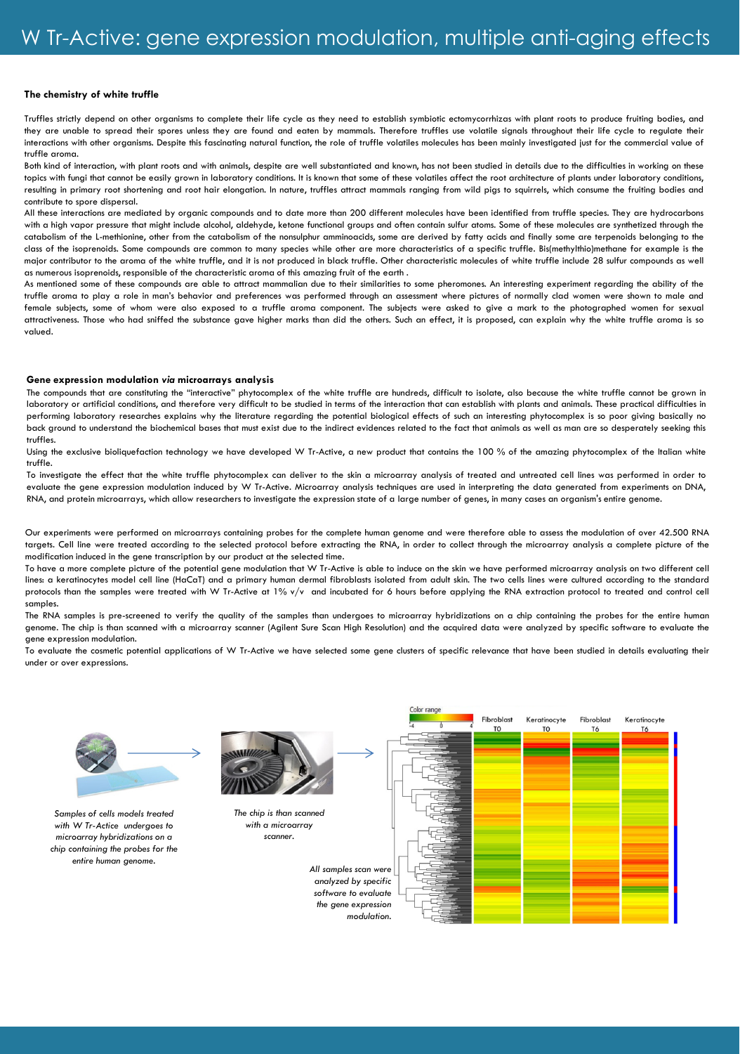# W Tr-Active: gene expression modulation, multiple anti-aging effects

**The chemistry of white truffle**

Truffles strictly depend on other organisms to complete their life cycle as they need to establish symbiotic ectomycorrhizas with plant roots to produce fruiting bodies, and they are unable to spread their spores unless they are found and eaten by mammals. Therefore truffles use volatile signals throughout their life cycle to regulate their interactions with other organisms. Despite this fascinating natural function, the role of truffle volatiles molecules has been mainly investigated just for the commercial value of truffle aroma.

Both kind of interaction, with plant roots and with animals, despite are well substantiated and known, has not been studied in details due to the difficulties in working on these topics with fungi that cannot be easily grown in laboratory conditions. It is known that some of these volatiles affect the root architecture of plants under laboratory conditions, resulting in primary root shortening and root hair elongation. In nature, truffles attract mammals ranging from wild pigs to squirrels, which consume the fruiting bodies and contribute to spore dispersal.

All these interactions are mediated by organic compounds and to date more than 200 different molecules have been identified from truffle species. They are hydrocarbons with a high vapor pressure that might include alcohol, aldehyde, ketone functional groups and often contain sulfur atoms. Some of these molecules are synthetized through the catabolism of the L-methionine, other from the catabolism of the nonsulphur amminoacids, some are derived by fatty acids and finally some are terpenoids belonging to the class of the isoprenoids. Some compounds are common to many species while other are more characteristics of a specific truffle. Bis(methylthio)methane for example is the major contributor to the aroma of the white truffle, and it is not produced in black truffle. Other characteristic molecules of white truffle include 28 sulfur compounds as well as numerous isoprenoids, responsible of the characteristic aroma of this amazing fruit of the earth .

As mentioned some of these compounds are able to attract mammalian due to their similarities to some pheromones. An interesting experiment regarding the ability of the truffle aroma to play a role in man's behavior and preferences was performed through an assessment where pictures of normally clad women were shown to male and female subjects, some of whom were also exposed to a truffle aroma component. The subjects were asked to give a mark to the photographed women for sexual attractiveness. Those who had sniffed the substance gave higher marks than did the others. Such an effect, it is proposed, can explain why the white truffle aroma is so valued.

**Gene expression modulation *via* microarrays analysis**

The compounds that are constituting the "interactive" phytocomplex of the white truffle are hundreds, difficult to isolate, also because the white truffle cannot be grown in laboratory or artificial conditions, and therefore very difficult to be studied in terms of the interaction that can establish with plants and animals. These practical difficulties in performing laboratory researches explains why the literature regarding the potential biological effects of such an interesting phytocomplex is so poor giving basically no back ground to understand the biochemical bases that must exist due to the indirect evidences related to the fact that animals as well as man are so desperately seeking this truffles.

Using the exclusive bioliquefaction technology we have developed W Tr-Active, a new product that contains the 100 % of the amazing phytocomplex of the Italian white truffle.

To investigate the effect that the white truffle phytocomplex can deliver to the skin a microarray analysis of treated and untreated cell lines was performed in order to evaluate the gene expression modulation induced by W Tr-Active. Microarray analysis techniques are used in interpreting the data generated from experiments on DNA, RNA, and protein microarrays, which allow researchers to investigate the expression state of a large number of genes, in many cases an organism's entire genome.

Our experiments were performed on microarrays containing probes for the complete human genome and were therefore able to assess the modulation of over 42.500 RNA targets. Cell line were treated according to the selected protocol before extracting the RNA, in order to collect through the microarray analysis a complete picture of the modification induced in the gene transcription by our product at the selected time.

To have a more complete picture of the potential gene modulation that W Tr-Active is able to induce on the skin we have performed microarray analysis on two different cell lines: a keratinocytes model cell line (HaCaT) and a primary human dermal fibroblasts isolated from adult skin. The two cells lines were cultured according to the standard protocols than the samples were treated with W Tr-Active at 1% v/v and incubated for 6 hours before applying the RNA extraction protocol to treated and control cell samples.

The RNA samples is pre-screened to verify the quality of the samples than undergoes to microarray hybridizations on a chip containing the probes for the entire human genome. The chip is than scanned with a microarray scanner (Agilent Sure Scan High Resolution) and the acquired data were analyzed by specific software to evaluate the gene expression modulation.

To evaluate the cosmetic potential applications of W Tr-Active we have selected some gene clusters of specific relevance that have been studied in details evaluating their under or over expressions.

*Samples of cells models treated with W Tr-Actice undergoes to microarray hybridizations on a chip containing the probes for the entire human genome.*

*The chip is than scanned with a microarray scanner.*

*All samples scan were analyzed by specific software to evaluate the gene expression modulation.*

Color range: -4, 0, 4 — Fibroblast T0 | Keratinocyte T0 | Fibroblast T6 | Keratinocyte T6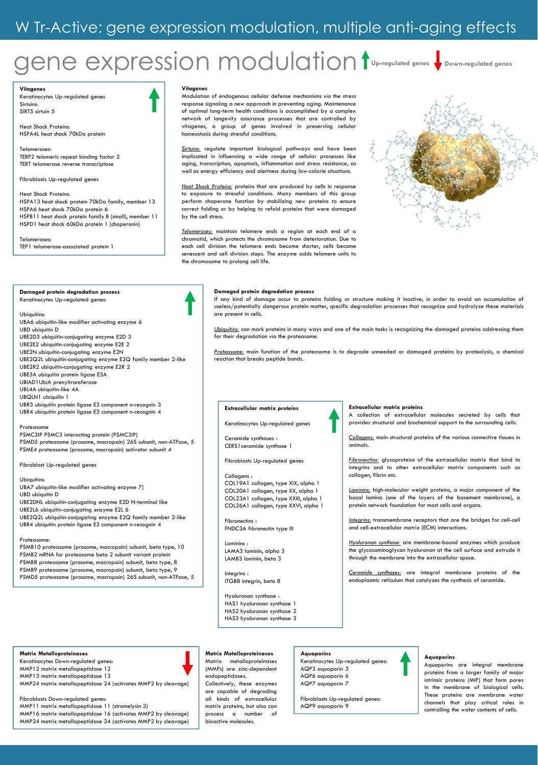# W Tr-Active: gene expression modulation, multiple anti-aging effects

## gene expression modulation

Up-regulated genes — Down-regulated genes

### Vitagenes

Keratinocytes Up-regulated genes

Sirtuins:
SIRT5 sirtuin 5

Heat Shock Proteins:
HSPA4L heat shock 70kDa protein

Telomerases:
TERF2 telomeric repeat binding factor 2
TERT telomerase reverse transcriptase

Fibroblasts Up-regulated genes

Heat Shock Proteins:
HSPA13 heat shock protein 70kDa family, member 13
HSPA6 heat shock 70kDa protein 6
HSPB11 heat shock protein family B (small), member 11
HSPD1 heat shock 60kDa protein 1 (chaperonin)

Telomerases:
TEP1 telomerase-associated protein 1

**Vitagenes**

Modulation of endogenous cellular defense mechanisms *via* the stress response signaling a new approach in preventing aging. Maintenance of optimal long-term health conditions is accomplished by a complex network of longevity assurance processes that are controlled by vitagenes, a group of genes involved in preserving cellular homeostasis during stressful conditions.

Sirtuins: regulate important biological pathways and have been implicated in influencing a wide range of cellular processes like aging, transcription, apoptosis, inflammation and stress resistance, as well as energy efficiency and alertness during low-calorie situations.

Heat Shock Proteins: proteins that are produced by cells in response to exposure to stressful conditions. Many members of this group perform chaperone function by stabilizing new proteins to ensure correct folding or by helping to refold proteins that were damaged by the cell stress.

Telomerases: maintain telomere ends a region at each end of a chromatid, which protects the chromosome from deterioration. Due to each cell division the telomere ends become shorter, cells become senescent and cell division stops. The enzyme adds telomere units to the chromosome to prolong cell life.

### Damaged protein degradation process

Keratinocytes Up-regulated genes:

Ubiquitins:
UBA6 ubiquitin-like modifier activating enzyme 6
UBD ubiquitin D
UBE2D3 ubiquitin-conjugating enzyme E2D 3
UBE2E2 ubiquitin-conjugating enzyme E2E 2
UBE2N ubiquitin-conjugating enzyme E2N
UBE2Q2L ubiquitin-conjugating enzyme E2Q family member 2-like
UBE2R2 ubiquitin-conjugating enzyme E2R 2
UBE3A ubiquitin protein ligase E3A
UBIAD1UbiA prenyltransferase
UBL4A ubiquitin-like 4A
UBQLN1 ubiquilin 1
UBR3 ubiquitin protein ligase E3 component n-recognin 3
UBR4 ubiquitin protein ligase E3 component n-recognin 4

Proteasome
PSMC3IP PSMC3 interacting protein (PSMC3IP)
PSMD5 proteasome (prosome, macropain) 26S subunit, non-ATPase, 5
PSME4 proteasome (prosome, macropain) activator subunit 4

Fibroblast Up-regulated genes

Ubiquitins:
UBA7 ubiquitin-like modifier activating enzyme 7]
UBD ubiquitin D
UBE2DNL ubiquitin-conjugating enzyme E2D N-terminal like
UBE2L6 ubiquitin-conjugating enzyme E2L 6
UBE2Q2L ubiquitin-conjugating enzyme E2Q family member 2-like
UBR4 ubiquitin protein ligase E3 component n-recognin 4

Proteasome:
PSMB10 proteasome (prosome, macropain) subunit, beta type, 10
PSMB2 mRNA for proteasome beta 2 subunit variant protein
PSMB8 proteasome (prosome, macropain) subunit, beta type, 8
PSMB9 proteasome (prosome, macropain) subunit, beta type, 9
PSMD5 proteasome (prosome, macropain) 26S subunit, non-ATPase, 5

**Damaged protein degradation process**

If any kind of damage occur to proteins folding or structure making it inactive, in order to avoid an accumulation of useless/potentially dangerous protein matter, specific degradation processes that recognize and hydrolyze these materials are present in cells.

Ubiquitins: can mark proteins in many ways and one of the main tasks is recognizing the damaged proteins addressing them for their degradation *via* the proteasome.

Proteasome: main function of the proteasome is to degrade unneeded or damaged proteins by proteolysis, a chemical reaction that breaks peptide bonds.

### Extracellular matrix proteins

Keratinocytes Up-regulated genes

Ceramide synthases :
CERS1ceramide synthase 1

Fibroblasts Up-regulated genes

Collagens :
COL19A1 collagen, type XIX, alpha 1
COL20A1 collagen, type XX, alpha 1
COL23A1 collagen, type XXIII, alpha 1
COL26A1 collagen, type XXVI, alpha 1

Fibronectins :
FNDC3A fibronectin type III

Laminins :
LAMA3 laminin, alpha 3
LAMB3 laminin, beta 3

Integrins :
ITGB8 integrin, beta 8

Hyaluronan synthase :
HAS1 hyaluronan synthase 1
HAS2 hyaluronan synthase 2
HAS3 hyaluronan synthase 3

**Extracellular matrix proteins**

A collection of extracellular molecules secreted by cells that provides structural and biochemical support to the surrounding cells.

Collagens: main structural proteins of the various connective tissues in animals.

Fibronectins: glycoproteins of the extracellular matrix that bind to integrins and to other extracellular matrix components such as collagen, fibrin etc.

Laminins: high-molecular weight proteins, a major component of the basal lamina (one of the layers of the basement membrane), a protein network foundation for most cells and organs.

Integrins: transmembrane receptors that are the bridges for cell-cell and cell-extracellular matrix (ECM) interactions.

Hyaluronan synthase: are membrane-bound enzymes which produce the glycosaminoglycan hyaluronan at the cell surface and extrude it through the membrane into the extracellular space.

Ceramide synthases: are integral membrane proteins of the endoplasmic reticulum that catalyzes the synthesis of ceramide.

### Matrix Metalloproteinases

Keratinocytes Down-regulated genes:
MMP12 matrix metallopeptidase 12
MMP13 matrix metallopeptidase 13
MMP24 matrix metallopeptidase 24 (activates MMP2 by cleavage)

Fibroblasts Down-regulated genes:
MMP11 matrix metallopeptidase 11 (stromelysin 3)
MMP16 matrix metallopeptidase 16 (activates MMP2 by cleavage)
MMP24 matrix metallopeptidase 24 (activates MMP2 by cleavage)

**Matrix Metalloproteinases**

Matrix metalloproteinases (MMPs) are zinc-dependent endopeptidases. Collectively, these enzymes are capable of degrading all kinds of extracellular matrix proteins, but also can process a number of bioactive molecules.

### Aquaporins

Keratinocytes Up-regulated genes:
AQP3 aquaporin 3
AQP6 aquaporin 6
AQP7 aquaporin 7

Fibroblasts Up-regulated genes:
AQP9 aquaporin 9

**Aquaporins**

Aquaporins are integral membrane proteins from a larger family of major intrinsic proteins (MIP) that form pores in the membrane of biological cells. These proteins are membrane water channels that play critical roles in controlling the water contents of cells.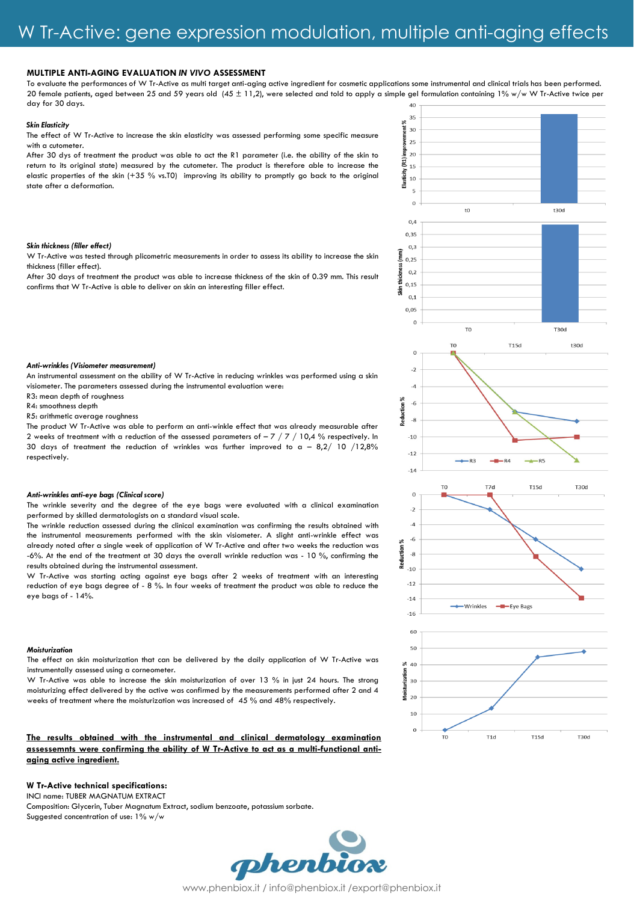# W Tr-Active: gene expression modulation, multiple anti-aging effects

## MULTIPLE ANTI-AGING EVALUATION *IN VIVO* ASSESSMENT

To evaluate the performances of W Tr-Active as multi target anti-aging active ingredient for cosmetic applications some instrumental and clinical trials has been performed. 20 female patients, aged between 25 and 59 years old (45 ± 11,2), were selected and told to apply a simple gel formulation containing 1% w/w W Tr-Active twice per day for 30 days.

### *Skin Elasticity*

The effect of W Tr-Active to increase the skin elasticity was assessed performing some specific measure with a cutometer.

After 30 dys of treatment the product was able to act the R1 parameter (i.e. the ability of the skin to return to its original state) measured by the cutometer. The product is therefore able to increase the elastic properties of the skin (+35 % vs.T0) improving its ability to promptly go back to the original state after a deformation.

Elasticity (R1) improvement %
40
35
30
25
20
15
10
5
0
t0
t30d

### *Skin thickness (filler effect)*

W Tr-Active was tested through plicometric measurements in order to assess its ability to increase the skin thickness (filler effect).

After 30 days of treatment the product was able to increase thickness of the skin of 0.39 mm. This result confirms that W Tr-Active is able to deliver on skin an interesting filler effect.

Skin thickness (mm)
0,4
0,35
0,3
0,25
0,2
0,15
0,1
0,05
0
T0
T30d

### *Anti-wrinkles (Visiometer measurement)*

An instrumental assessment on the ability of W Tr-Active in reducing wrinkles was performed using a skin visiometer. The parameters assessed during the instrumental evaluation were:

R3: mean depth of roughness
R4: smoothness depth
R5: arithmetic average roughness

The product W Tr-Active was able to perform an anti-winkle effect that was already measurable after 2 weeks of treatment with a reduction of the assessed parameters of – 7 / 7 / 10,4 % respectively. In 30 days of treatment the reduction of wrinkles was further improved to a – 8,2/ 10 /12,8% respectively.

Reduction %
T0
T15d
t30d
0
-2
-4
-6
-8
-10
-12
-14
R3
R4
R5

### *Anti-wrinkles anti-eye bags (Clinical score)*

The wrinkle severity and the degree of the eye bags were evaluated with a clinical examination performed by skilled dermatologists on a standard visual scale.

The wrinkle reduction assessed during the clinical examination was confirming the results obtained with the instrumental measurements performed with the skin visiometer. A slight anti-wrinkle effect was already noted after a single week of application of W Tr-Active and after two weeks the reduction was -6%. At the end of the treatment at 30 days the overall wrinkle reduction was - 10 %, confirming the results obtained during the instrumental assessment.

W Tr-Active was starting acting against eye bags after 2 weeks of treatment with an interesting reduction of eye bags degree of - 8 %. In four weeks of treatment the product was able to reduce the eye bags of - 14%.

Reduction %
T0
T7d
T15d
T30d
0
-2
-4
-6
-8
-10
-12
-14
-16
Wrinkles
Eye Bags

### *Moisturization*

The effect on skin moisturization that can be delivered by the daily application of W Tr-Active was instrumentally assessed using a corneometer.

W Tr-Active was able to increase the skin moisturization of over 13 % in just 24 hours. The strong moisturizing effect delivered by the active was confirmed by the measurements performed after 2 and 4 weeks of treatment where the moisturization was increased of 45 % and 48% respectively.

Moisturization %
60
50
40
30
20
10
0
T0
T1d
T15d
T30d

**The results obtained with the instrumental and clinical dermatology examination assessemnts were confirming the ability of W Tr-Active to act as a multi-functional anti-aging active ingredient.**

**W Tr-Active technical specifications:**

INCI name: TUBER MAGNATUM EXTRACT
Composition: Glycerin, Tuber Magnatum Extract, sodium benzoate, potassium sorbate.
Suggested concentration of use: 1% w/w

phenbiox

www.phenbiox.it / info@phenbiox.it /export@phenbiox.it